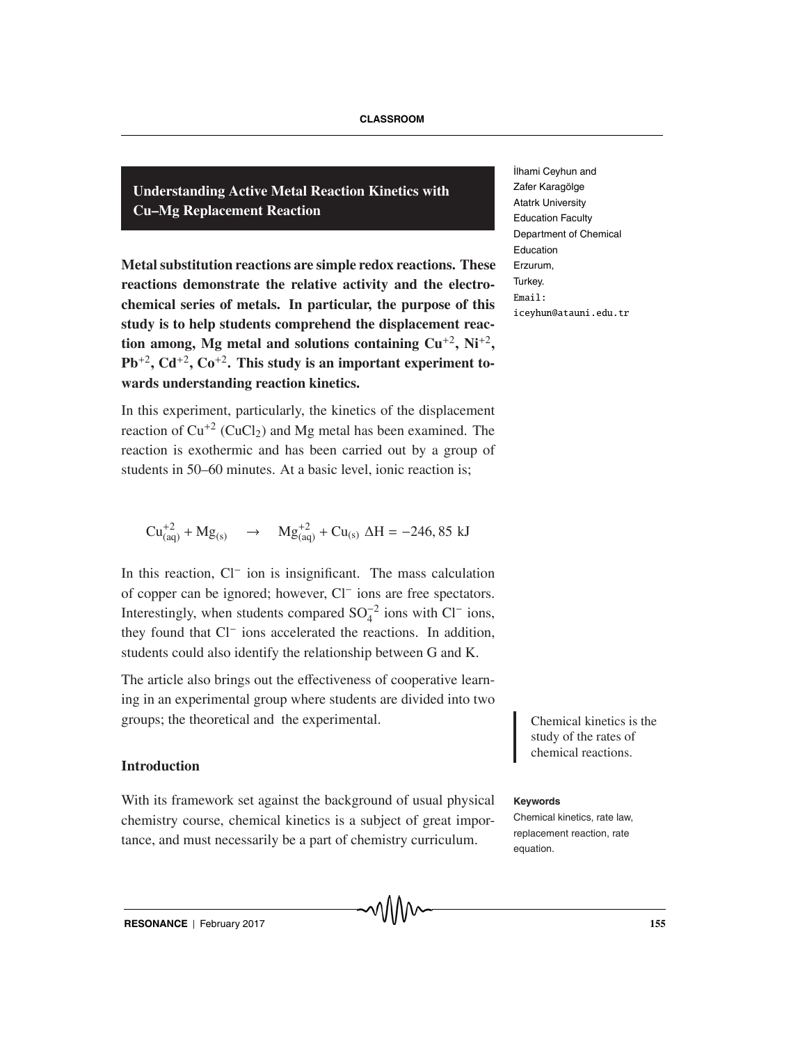# Understanding Active Metal Reaction Kinetics with Cu–Mg Replacement Reaction

İlhami Ceyhun and Zafer Karagölge
Atatrk University
Education Faculty
Department of Chemical Education
Erzurum,
Turkey.
Email: iceyhun@atauni.edu.tr

**Metal substitution reactions are simple redox reactions. These reactions demonstrate the relative activity and the electrochemical series of metals. In particular, the purpose of this study is to help students comprehend the displacement reaction among, Mg metal and solutions containing $Cu^{+2}$, $Ni^{+2}$, $Pb^{+2}$, $Cd^{+2}$, $Co^{+2}$. This study is an important experiment towards understanding reaction kinetics.**

In this experiment, particularly, the kinetics of the displacement reaction of $Cu^{+2}$ ($CuCl_2$) and Mg metal has been examined. The reaction is exothermic and has been carried out by a group of students in 50–60 minutes. At a basic level, ionic reaction is;

$$Cu^{+2}_{(aq)} + Mg_{(s)} \quad \rightarrow \quad Mg^{+2}_{(aq)} + Cu_{(s)} \ \Delta H = -246,85 \text{ kJ}$$

In this reaction, $Cl^-$ ion is insignificant. The mass calculation of copper can be ignored; however, $Cl^-$ ions are free spectators. Interestingly, when students compared $SO_4^{-2}$ ions with $Cl^-$ ions, they found that $Cl^-$ ions accelerated the reactions. In addition, students could also identify the relationship between G and K.

The article also brings out the effectiveness of cooperative learning in an experimental group where students are divided into two groups; the theoretical and the experimental.

Chemical kinetics is the study of the rates of chemical reactions.

## Introduction

With its framework set against the background of usual physical chemistry course, chemical kinetics is a subject of great importance, and must necessarily be a part of chemistry curriculum.

**Keywords**

Chemical kinetics, rate law, replacement reaction, rate equation.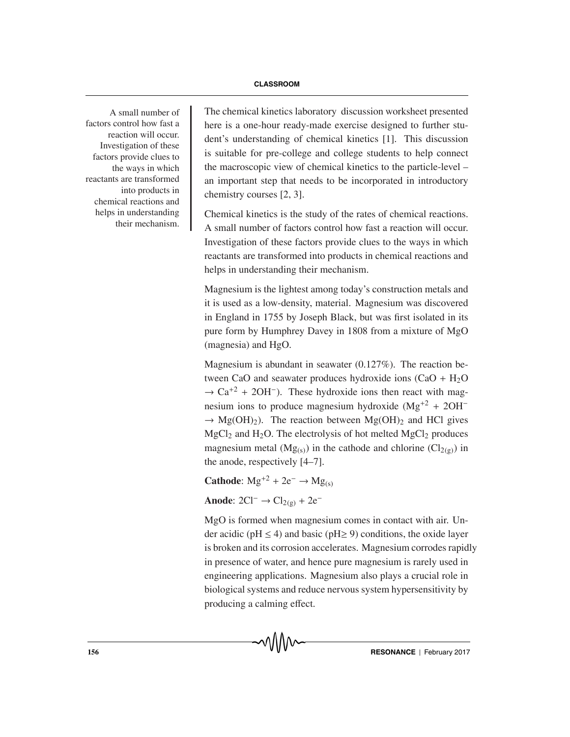A small number of factors control how fast a reaction will occur. Investigation of these factors provide clues to the ways in which reactants are transformed into products in chemical reactions and helps in understanding their mechanism.

The chemical kinetics laboratory discussion worksheet presented here is a one-hour ready-made exercise designed to further student's understanding of chemical kinetics [1]. This discussion is suitable for pre-college and college students to help connect the macroscopic view of chemical kinetics to the particle-level – an important step that needs to be incorporated in introductory chemistry courses [2, 3].

Chemical kinetics is the study of the rates of chemical reactions. A small number of factors control how fast a reaction will occur. Investigation of these factors provide clues to the ways in which reactants are transformed into products in chemical reactions and helps in understanding their mechanism.

Magnesium is the lightest among today's construction metals and it is used as a low-density, material. Magnesium was discovered in England in 1755 by Joseph Black, but was first isolated in its pure form by Humphrey Davey in 1808 from a mixture of MgO (magnesia) and HgO.

Magnesium is abundant in seawater (0.127%). The reaction between CaO and seawater produces hydroxide ions ($CaO + H_2O \rightarrow Ca^{+2} + 2OH^-$). These hydroxide ions then react with magnesium ions to produce magnesium hydroxide ($Mg^{+2} + 2OH^- \rightarrow Mg(OH)_2$). The reaction between $Mg(OH)_2$ and HCl gives $MgCl_2$ and $H_2O$. The electrolysis of hot melted $MgCl_2$ produces magnesium metal ($Mg_{(s)}$) in the cathode and chlorine ($Cl_{2(g)}$) in the anode, respectively [4–7].

**Cathode**: $Mg^{+2} + 2e^- \rightarrow Mg_{(s)}$

**Anode**: $2Cl^- \rightarrow Cl_{2(g)} + 2e^-$

MgO is formed when magnesium comes in contact with air. Under acidic ($pH \leq 4$) and basic ($pH \geq 9$) conditions, the oxide layer is broken and its corrosion accelerates. Magnesium corrodes rapidly in presence of water, and hence pure magnesium is rarely used in engineering applications. Magnesium also plays a crucial role in biological systems and reduce nervous system hypersensitivity by producing a calming effect.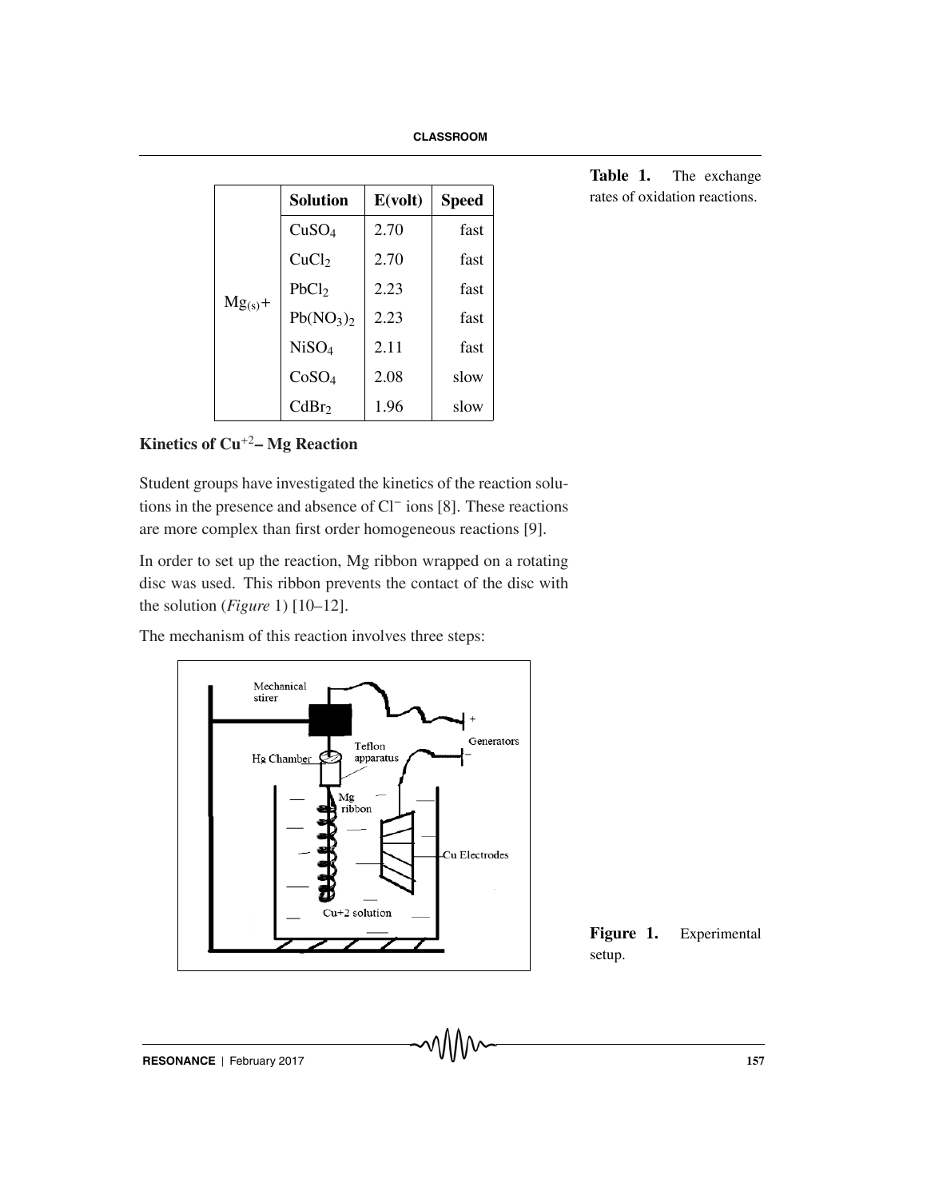Table 1. The exchange rates of oxidation reactions.

| | Solution | E(volt) | Speed |
|---|---|---|---|
| $Mg_{(s)}+$ | $CuSO_4$ | 2.70 | fast |
| | $CuCl_2$ | 2.70 | fast |
| | $PbCl_2$ | 2.23 | fast |
| | $Pb(NO_3)_2$ | 2.23 | fast |
| | $NiSO_4$ | 2.11 | fast |
| | $CoSO_4$ | 2.08 | slow |
| | $CdBr_2$ | 1.96 | slow |

### Kinetics of $Cu^{+2}$– Mg Reaction

Student groups have investigated the kinetics of the reaction solutions in the presence and absence of $Cl^-$ ions [8]. These reactions are more complex than first order homogeneous reactions [9].

In order to set up the reaction, Mg ribbon wrapped on a rotating disc was used. This ribbon prevents the contact of the disc with the solution (*Figure* 1) [10–12].

The mechanism of this reaction involves three steps:

Figure 1. Experimental setup.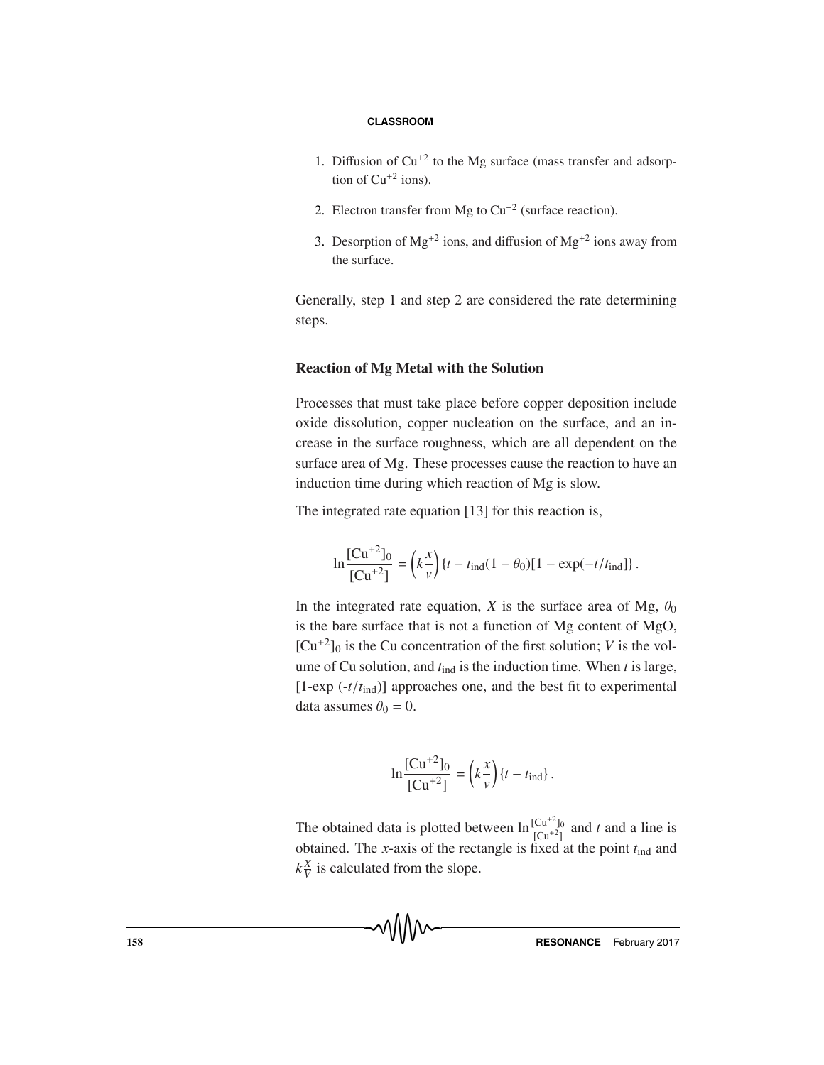1. Diffusion of $Cu^{+2}$ to the Mg surface (mass transfer and adsorption of $Cu^{+2}$ ions).

2. Electron transfer from Mg to $Cu^{+2}$ (surface reaction).

3. Desorption of $Mg^{+2}$ ions, and diffusion of $Mg^{+2}$ ions away from the surface.

Generally, step 1 and step 2 are considered the rate determining steps.

## Reaction of Mg Metal with the Solution

Processes that must take place before copper deposition include oxide dissolution, copper nucleation on the surface, and an increase in the surface roughness, which are all dependent on the surface area of Mg. These processes cause the reaction to have an induction time during which reaction of Mg is slow.

The integrated rate equation [13] for this reaction is,

$$\ln\frac{[Cu^{+2}]_0}{[Cu^{+2}]} = \left(k\frac{x}{v}\right)\{t - t_{ind}(1-\theta_0)[1-\exp(-t/t_{ind}]\}\,.$$

In the integrated rate equation, $X$ is the surface area of Mg, $\theta_0$ is the bare surface that is not a function of Mg content of MgO, $[Cu^{+2}]_0$ is the Cu concentration of the first solution; $V$ is the volume of Cu solution, and $t_{ind}$ is the induction time. When $t$ is large, [1-exp ($-t/t_{ind}$)] approaches one, and the best fit to experimental data assumes $\theta_0 = 0$.

$$\ln\frac{[Cu^{+2}]_0}{[Cu^{+2}]} = \left(k\frac{x}{v}\right)\{t - t_{ind}\}\,.$$

The obtained data is plotted between $\ln\frac{[Cu^{+2}]_0}{[Cu^{+2}]}$ and $t$ and a line is obtained. The $x$-axis of the rectangle is fixed at the point $t_{ind}$ and $k\frac{X}{V}$ is calculated from the slope.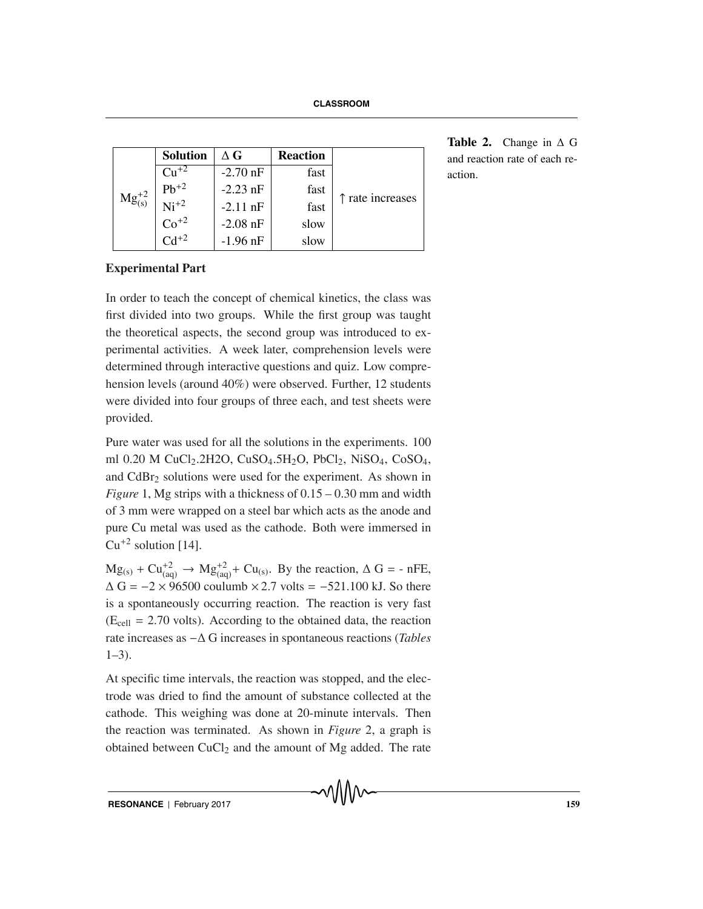| | Solution | $\Delta$ G | Reaction | |
|---|---|---|---|---|
| $Mg^{+2}_{(s)}$ | $Cu^{+2}$ | -2.70 nF | fast | ↑ rate increases |
| | $Pb^{+2}$ | -2.23 nF | fast | |
| | $Ni^{+2}$ | -2.11 nF | fast | |
| | $Co^{+2}$ | -2.08 nF | slow | |
| | $Cd^{+2}$ | -1.96 nF | slow | |

**Table 2.** Change in $\Delta$ G and reaction rate of each reaction.

## Experimental Part

In order to teach the concept of chemical kinetics, the class was first divided into two groups. While the first group was taught the theoretical aspects, the second group was introduced to experimental activities. A week later, comprehension levels were determined through interactive questions and quiz. Low comprehension levels (around 40%) were observed. Further, 12 students were divided into four groups of three each, and test sheets were provided.

Pure water was used for all the solutions in the experiments. 100 ml 0.20 M $CuCl_2$.2H2O, $CuSO_4.5H_2O$, $PbCl_2$, $NiSO_4$, $CoSO_4$, and $CdBr_2$ solutions were used for the experiment. As shown in *Figure* 1, Mg strips with a thickness of 0.15 – 0.30 mm and width of 3 mm were wrapped on a steel bar which acts as the anode and pure Cu metal was used as the cathode. Both were immersed in $Cu^{+2}$ solution [14].

$Mg_{(s)} + Cu^{+2}_{(aq)} \rightarrow Mg^{+2}_{(aq)} + Cu_{(s)}$. By the reaction, $\Delta$ G = - nFE, $\Delta G = -2 \times 96500$ coulumb $\times 2.7$ volts $= -521.100$ kJ. So there is a spontaneously occurring reaction. The reaction is very fast ($E_{cell}$ = 2.70 volts). According to the obtained data, the reaction rate increases as $-\Delta$ G increases in spontaneous reactions (*Tables* 1–3).

At specific time intervals, the reaction was stopped, and the electrode was dried to find the amount of substance collected at the cathode. This weighing was done at 20-minute intervals. Then the reaction was terminated. As shown in *Figure* 2, a graph is obtained between $CuCl_2$ and the amount of Mg added. The rate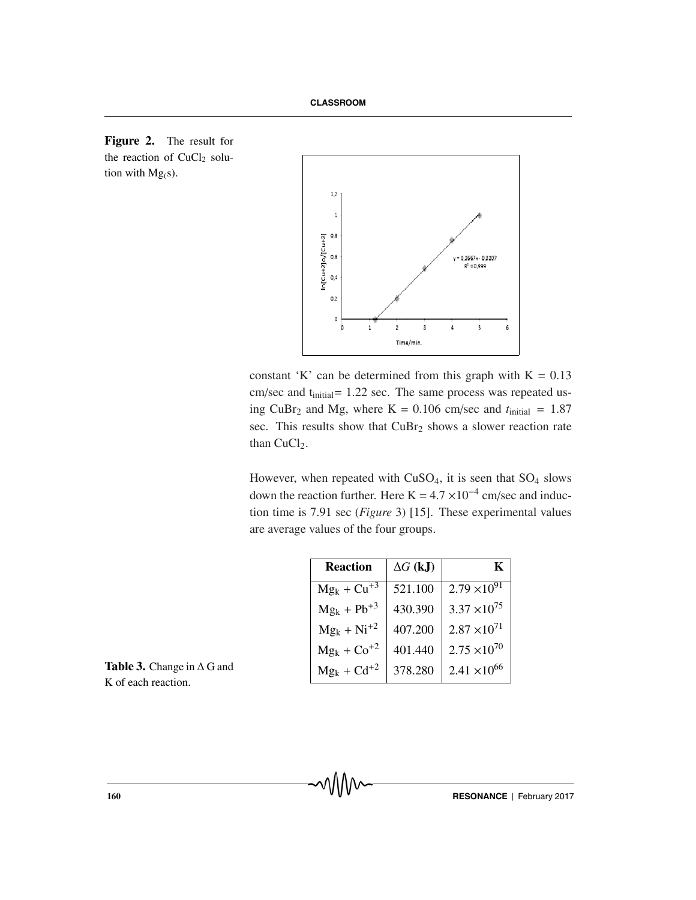**Figure 2.** The result for the reaction of $CuCl_2$ solution with $Mg_{(}s)$.

constant 'K' can be determined from this graph with K = 0.13 cm/sec and $t_{initial}$= 1.22 sec. The same process was repeated using $CuBr_2$ and Mg, where K = 0.106 cm/sec and $t_{initial}$ = 1.87 sec. This results show that $CuBr_2$ shows a slower reaction rate than $CuCl_2$.

However, when repeated with $CuSO_4$, it is seen that $SO_4$ slows down the reaction further. Here K = $4.7 \times 10^{-4}$ cm/sec and induction time is 7.91 sec (*Figure* 3) [15]. These experimental values are average values of the four groups.

| Reaction | $\Delta G$ (kJ) | K |
|---|---|---|
| $Mg_k + Cu^{+3}$ | 521.100 | $2.79 \times 10^{91}$ |
| $Mg_k + Pb^{+3}$ | 430.390 | $3.37 \times 10^{75}$ |
| $Mg_k + Ni^{+2}$ | 407.200 | $2.87 \times 10^{71}$ |
| $Mg_k + Co^{+2}$ | 401.440 | $2.75 \times 10^{70}$ |
| $Mg_k + Cd^{+2}$ | 378.280 | $2.41 \times 10^{66}$ |

**Table 3.** Change in $\Delta$ G and K of each reaction.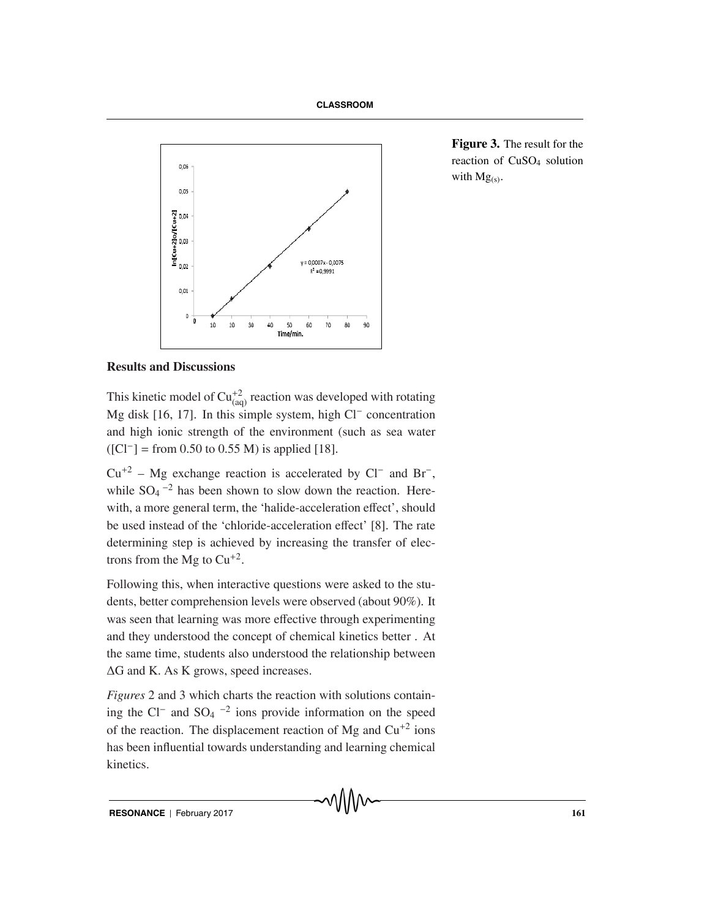Figure 3. The result for the reaction of $CuSO_4$ solution with $Mg_{(s)}$.

## Results and Discussions

This kinetic model of $Cu^{+2}_{(aq)}$ reaction was developed with rotating Mg disk [16, 17]. In this simple system, high $Cl^-$ concentration and high ionic strength of the environment (such as sea water ($[Cl^-]$ = from 0.50 to 0.55 M) is applied [18].

$Cu^{+2}$ – Mg exchange reaction is accelerated by $Cl^-$ and $Br^-$, while $SO_4{}^{-2}$ has been shown to slow down the reaction. Herewith, a more general term, the 'halide-acceleration effect', should be used instead of the 'chloride-acceleration effect' [8]. The rate determining step is achieved by increasing the transfer of electrons from the Mg to $Cu^{+2}$.

Following this, when interactive questions were asked to the students, better comprehension levels were observed (about 90%). It was seen that learning was more effective through experimenting and they understood the concept of chemical kinetics better . At the same time, students also understood the relationship between $\Delta G$ and K. As K grows, speed increases.

*Figures* 2 and 3 which charts the reaction with solutions containing the $Cl^-$ and $SO_4{}^{-2}$ ions provide information on the speed of the reaction. The displacement reaction of Mg and $Cu^{+2}$ ions has been influential towards understanding and learning chemical kinetics.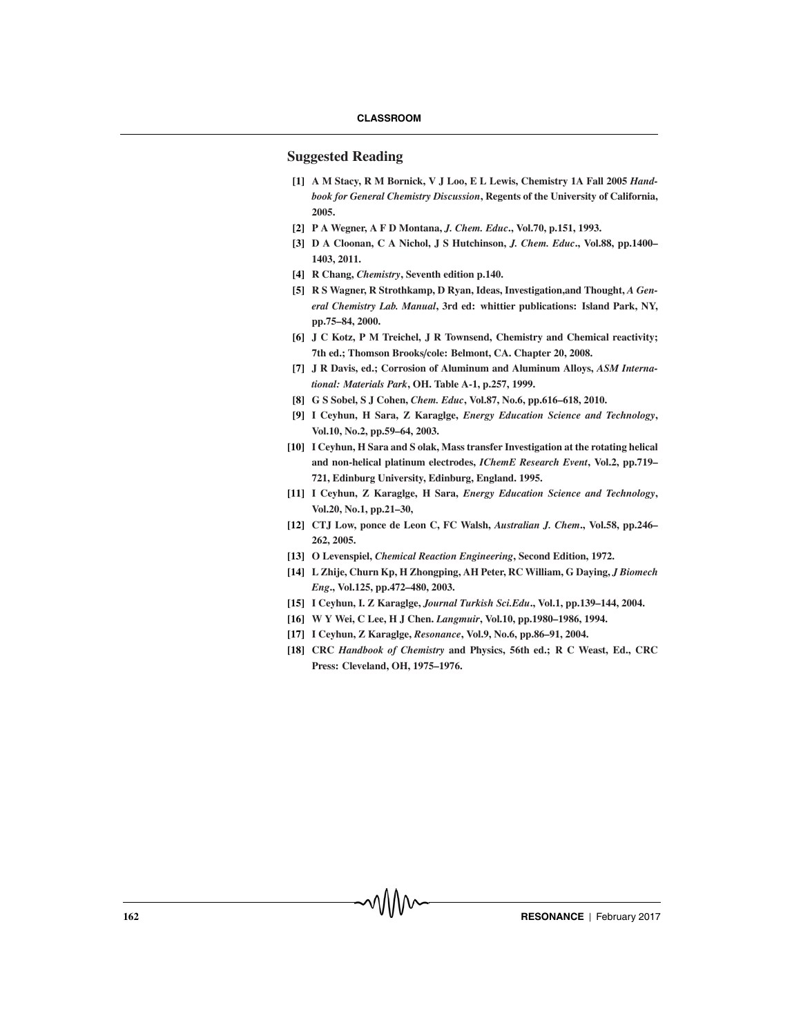## Suggested Reading

[1] A M Stacy, R M Bornick, V J Loo, E L Lewis, Chemistry 1A Fall 2005 *Handbook for General Chemistry Discussion*, Regents of the University of California, 2005.

[2] P A Wegner, A F D Montana, *J. Chem. Educ*., Vol.70, p.151, 1993.

[3] D A Cloonan, C A Nichol, J S Hutchinson, *J. Chem. Educ*., Vol.88, pp.1400–1403, 2011.

[4] R Chang, *Chemistry*, Seventh edition p.140.

[5] R S Wagner, R Strothkamp, D Ryan, Ideas, Investigation,and Thought, *A General Chemistry Lab. Manual*, 3rd ed: whittier publications: Island Park, NY, pp.75–84, 2000.

[6] J C Kotz, P M Treichel, J R Townsend, Chemistry and Chemical reactivity; 7th ed.; Thomson Brooks/cole: Belmont, CA. Chapter 20, 2008.

[7] J R Davis, ed.; Corrosion of Aluminum and Aluminum Alloys, *ASM International: Materials Park*, OH. Table A-1, p.257, 1999.

[8] G S Sobel, S J Cohen, *Chem. Educ*, Vol.87, No.6, pp.616–618, 2010.

[9] I Ceyhun, H Sara, Z Karaglge, *Energy Education Science and Technology*, Vol.10, No.2, pp.59–64, 2003.

[10] I Ceyhun, H Sara and S olak, Mass transfer Investigation at the rotating helical and non-helical platinum electrodes, *IChemE Research Event*, Vol.2, pp.719–721, Edinburg University, Edinburg, England. 1995.

[11] I Ceyhun, Z Karaglge, H Sara, *Energy Education Science and Technology*, Vol.20, No.1, pp.21–30,

[12] CTJ Low, ponce de Leon C, FC Walsh, *Australian J. Chem*., Vol.58, pp.246–262, 2005.

[13] O Levenspiel, *Chemical Reaction Engineering*, Second Edition, 1972.

[14] L Zhije, Churn Kp, H Zhongping, AH Peter, RC William, G Daying, *J Biomech Eng*., Vol.125, pp.472–480, 2003.

[15] I Ceyhun, I. Z Karaglge, *Journal Turkish Sci.Edu*., Vol.1, pp.139–144, 2004.

[16] W Y Wei, C Lee, H J Chen. *Langmuir*, Vol.10, pp.1980–1986, 1994.

[17] I Ceyhun, Z Karaglge, *Resonance*, Vol.9, No.6, pp.86–91, 2004.

[18] CRC *Handbook of Chemistry* and Physics, 56th ed.; R C Weast, Ed., CRC Press: Cleveland, OH, 1975–1976.